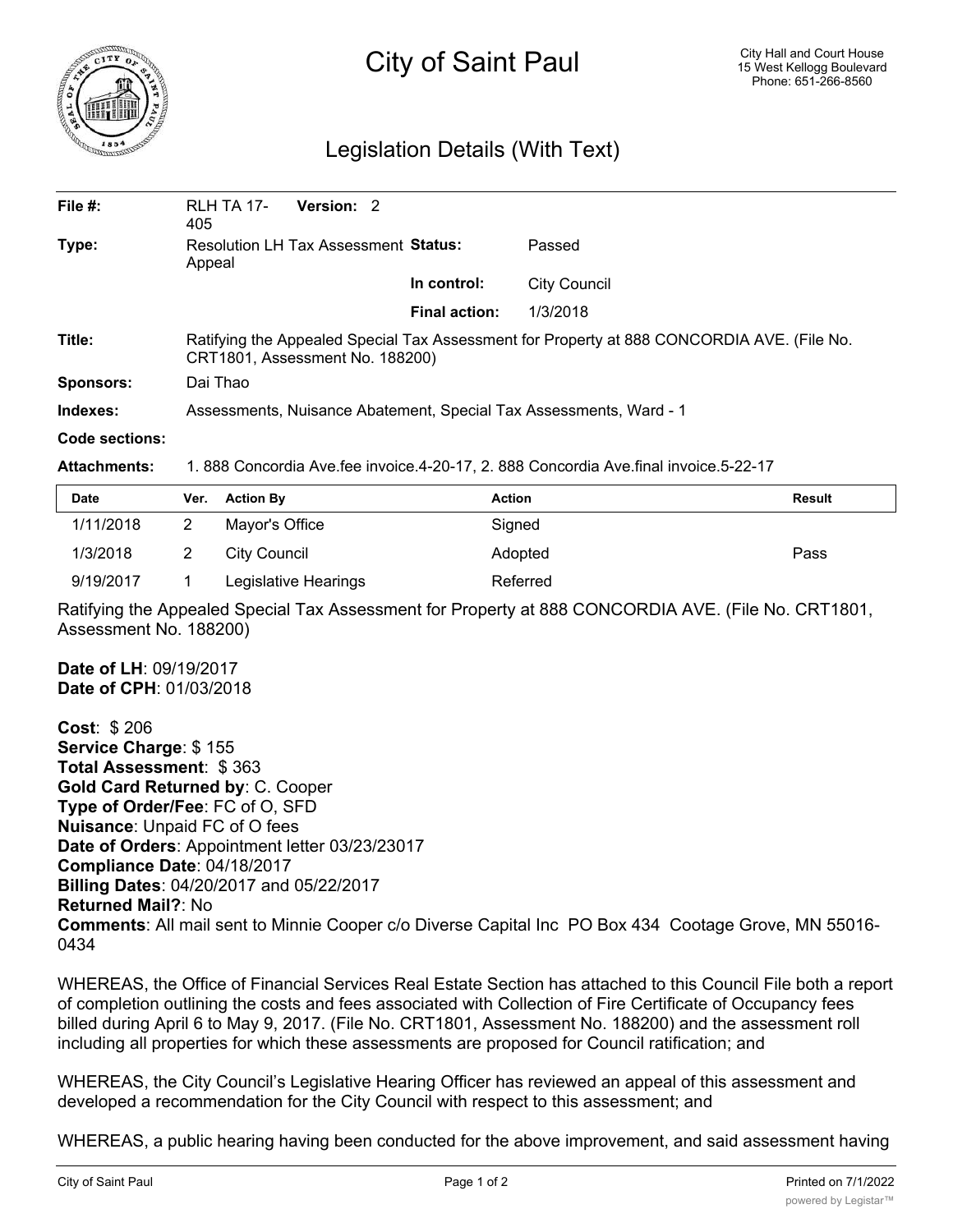# City of Saint Paul

City Hall and Court House
15 West Kellogg Boulevard
Phone: 651-266-8560

## Legislation Details (With Text)

| | | | |
|---|---|---|---|
| **File #:** | RLH TA 17-405 **Version:** 2 | | |
| **Type:** | Resolution LH Tax Assessment Appeal | **Status:** | Passed |
| | | **In control:** | City Council |
| | | **Final action:** | 1/3/2018 |
| **Title:** | Ratifying the Appealed Special Tax Assessment for Property at 888 CONCORDIA AVE. (File No. CRT1801, Assessment No. 188200) | | |
| **Sponsors:** | Dai Thao | | |
| **Indexes:** | Assessments, Nuisance Abatement, Special Tax Assessments, Ward - 1 | | |
| **Code sections:** | | | |
| **Attachments:** | 1. 888 Concordia Ave.fee invoice.4-20-17, 2. 888 Concordia Ave.final invoice.5-22-17 | | |

| Date | Ver. | Action By | Action | Result |
|---|---|---|---|---|
| 1/11/2018 | 2 | Mayor's Office | Signed | |
| 1/3/2018 | 2 | City Council | Adopted | Pass |
| 9/19/2017 | 1 | Legislative Hearings | Referred | |

Ratifying the Appealed Special Tax Assessment for Property at 888 CONCORDIA AVE. (File No. CRT1801, Assessment No. 188200)

**Date of LH**: 09/19/2017
**Date of CPH**: 01/03/2018

**Cost**: $ 206
**Service Charge**: $ 155
**Total Assessment**: $ 363
**Gold Card Returned by**: C. Cooper
**Type of Order/Fee**: FC of O, SFD
**Nuisance**: Unpaid FC of O fees
**Date of Orders**: Appointment letter 03/23/23017
**Compliance Date**: 04/18/2017
**Billing Dates**: 04/20/2017 and 05/22/2017
**Returned Mail?**: No
**Comments**: All mail sent to Minnie Cooper c/o Diverse Capital Inc PO Box 434 Cootage Grove, MN 55016-0434

WHEREAS, the Office of Financial Services Real Estate Section has attached to this Council File both a report of completion outlining the costs and fees associated with Collection of Fire Certificate of Occupancy fees billed during April 6 to May 9, 2017. (File No. CRT1801, Assessment No. 188200) and the assessment roll including all properties for which these assessments are proposed for Council ratification; and

WHEREAS, the City Council's Legislative Hearing Officer has reviewed an appeal of this assessment and developed a recommendation for the City Council with respect to this assessment; and

WHEREAS, a public hearing having been conducted for the above improvement, and said assessment having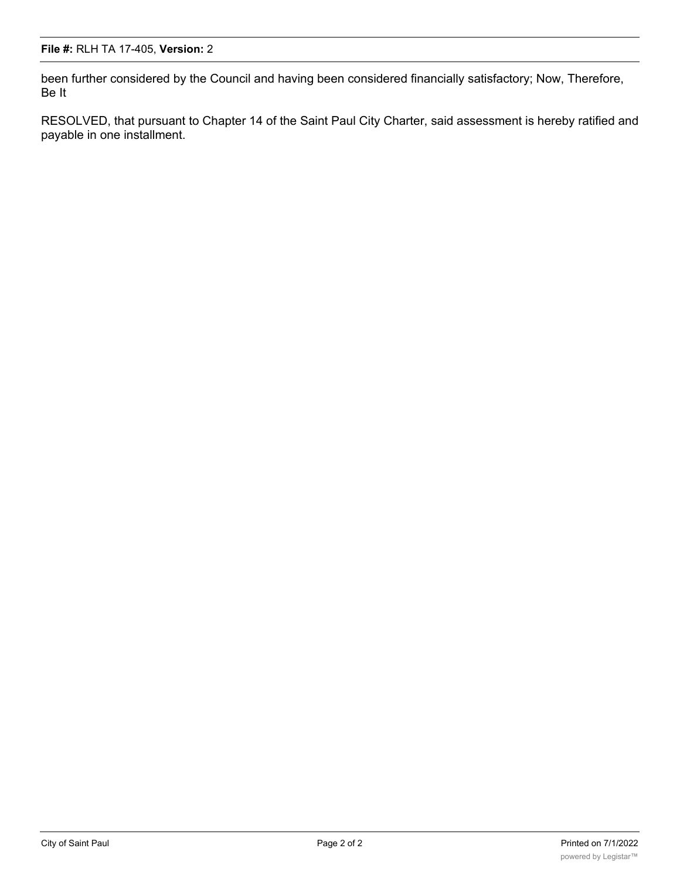been further considered by the Council and having been considered financially satisfactory; Now, Therefore, Be It

RESOLVED, that pursuant to Chapter 14 of the Saint Paul City Charter, said assessment is hereby ratified and payable in one installment.